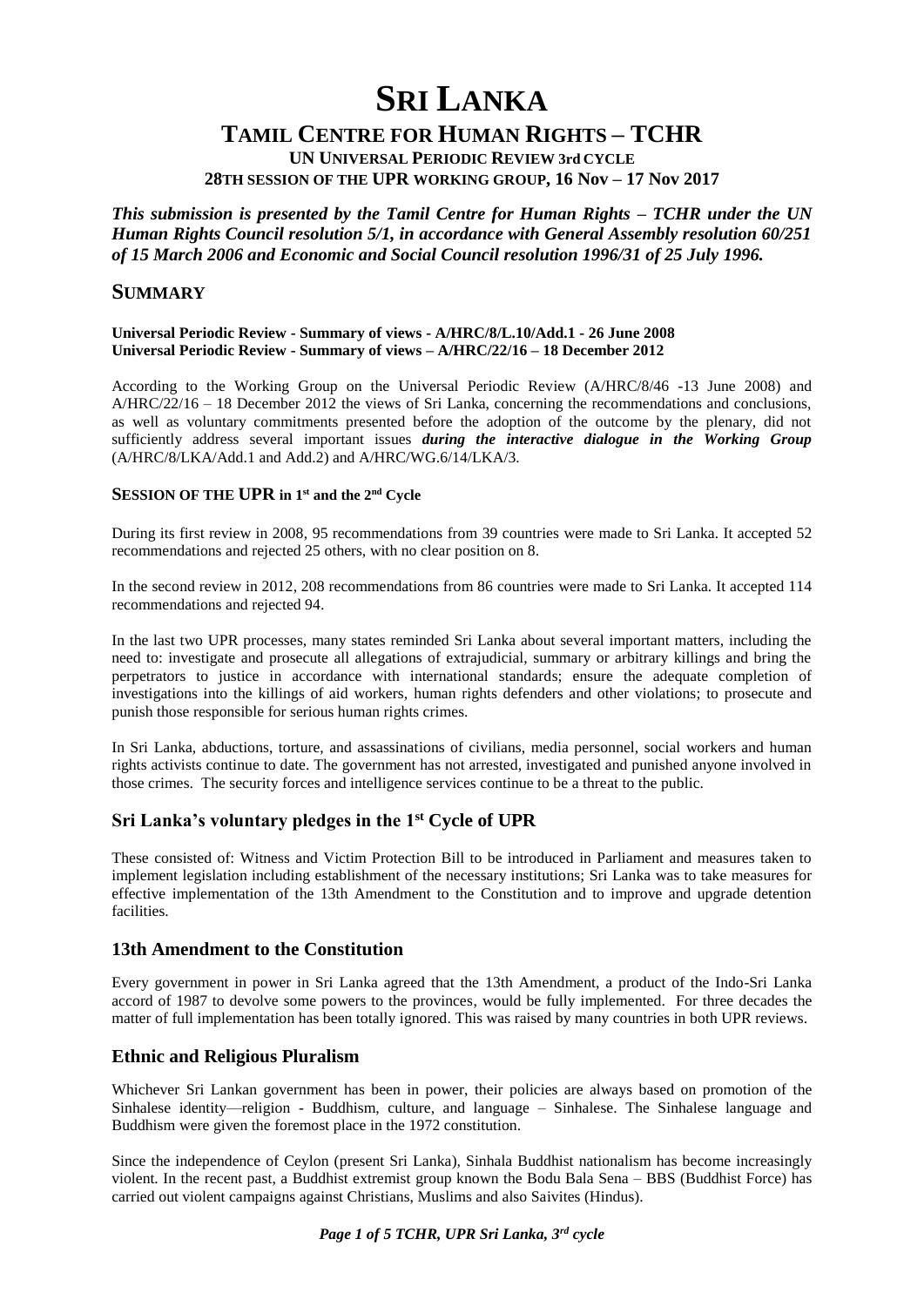# SRI LANKA

## TAMIL CENTRE FOR HUMAN RIGHTS – TCHR

### UN UNIVERSAL PERIODIC REVIEW 3rd CYCLE

### 28TH SESSION OF THE UPR WORKING GROUP, 16 Nov – 17 Nov 2017

***This submission is presented by the Tamil Centre for Human Rights – TCHR under the UN Human Rights Council resolution 5/1, in accordance with General Assembly resolution 60/251 of 15 March 2006 and Economic and Social Council resolution 1996/31 of 25 July 1996.***

## SUMMARY

**Universal Periodic Review - Summary of views - A/HRC/8/L.10/Add.1 - 26 June 2008**
**Universal Periodic Review - Summary of views – A/HRC/22/16 – 18 December 2012**

According to the Working Group on the Universal Periodic Review (A/HRC/8/46 -13 June 2008) and A/HRC/22/16 – 18 December 2012 the views of Sri Lanka, concerning the recommendations and conclusions, as well as voluntary commitments presented before the adoption of the outcome by the plenary, did not sufficiently address several important issues ***during the interactive dialogue in the Working Group*** (A/HRC/8/LKA/Add.1 and Add.2) and A/HRC/WG.6/14/LKA/3.

### SESSION OF THE UPR in 1st and the 2nd Cycle

During its first review in 2008, 95 recommendations from 39 countries were made to Sri Lanka. It accepted 52 recommendations and rejected 25 others, with no clear position on 8.

In the second review in 2012, 208 recommendations from 86 countries were made to Sri Lanka. It accepted 114 recommendations and rejected 94.

In the last two UPR processes, many states reminded Sri Lanka about several important matters, including the need to: investigate and prosecute all allegations of extrajudicial, summary or arbitrary killings and bring the perpetrators to justice in accordance with international standards; ensure the adequate completion of investigations into the killings of aid workers, human rights defenders and other violations; to prosecute and punish those responsible for serious human rights crimes.

In Sri Lanka, abductions, torture, and assassinations of civilians, media personnel, social workers and human rights activists continue to date. The government has not arrested, investigated and punished anyone involved in those crimes. The security forces and intelligence services continue to be a threat to the public.

## Sri Lanka's voluntary pledges in the 1st Cycle of UPR

These consisted of: Witness and Victim Protection Bill to be introduced in Parliament and measures taken to implement legislation including establishment of the necessary institutions; Sri Lanka was to take measures for effective implementation of the 13th Amendment to the Constitution and to improve and upgrade detention facilities.

## 13th Amendment to the Constitution

Every government in power in Sri Lanka agreed that the 13th Amendment, a product of the Indo-Sri Lanka accord of 1987 to devolve some powers to the provinces, would be fully implemented. For three decades the matter of full implementation has been totally ignored. This was raised by many countries in both UPR reviews.

## Ethnic and Religious Pluralism

Whichever Sri Lankan government has been in power, their policies are always based on promotion of the Sinhalese identity—religion - Buddhism, culture, and language – Sinhalese. The Sinhalese language and Buddhism were given the foremost place in the 1972 constitution.

Since the independence of Ceylon (present Sri Lanka), Sinhala Buddhist nationalism has become increasingly violent. In the recent past, a Buddhist extremist group known the Bodu Bala Sena – BBS (Buddhist Force) has carried out violent campaigns against Christians, Muslims and also Saivites (Hindus).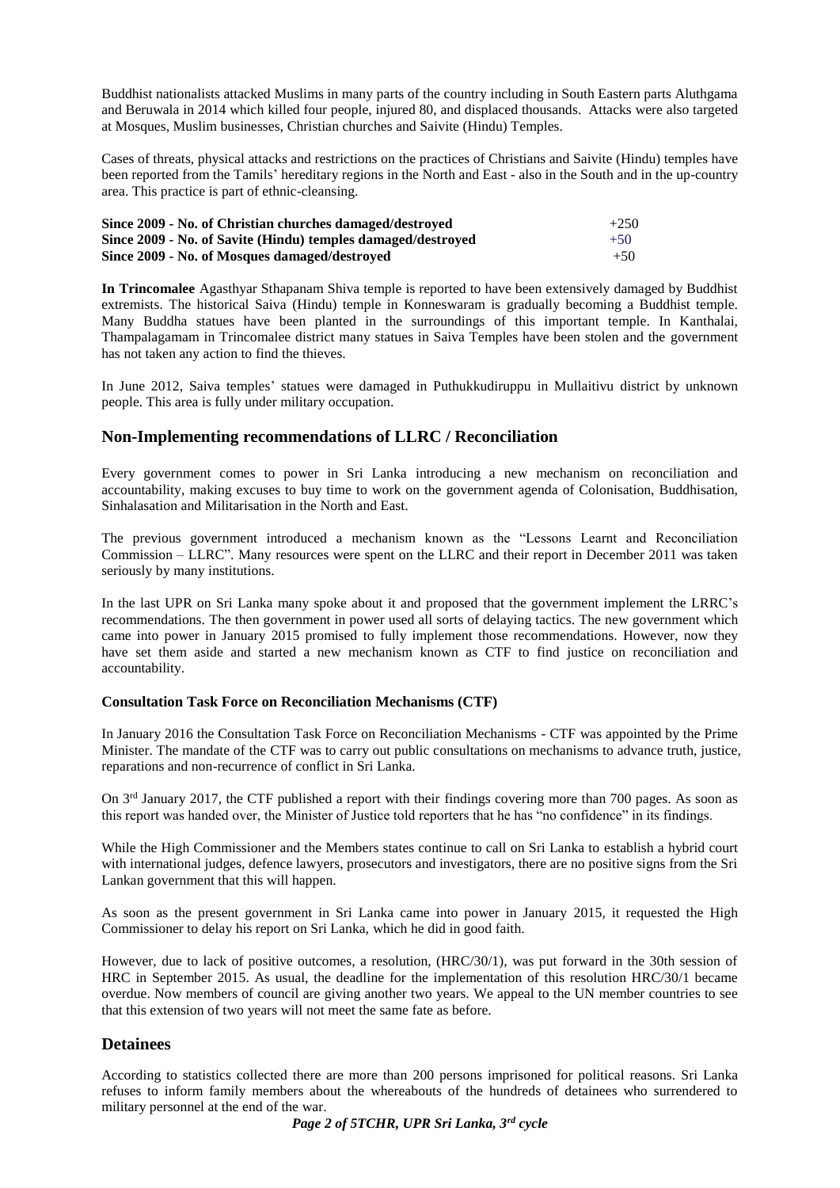Buddhist nationalists attacked Muslims in many parts of the country including in South Eastern parts Aluthgama and Beruwala in 2014 which killed four people, injured 80, and displaced thousands. Attacks were also targeted at Mosques, Muslim businesses, Christian churches and Saivite (Hindu) Temples.

Cases of threats, physical attacks and restrictions on the practices of Christians and Saivite (Hindu) temples have been reported from the Tamils' hereditary regions in the North and East - also in the South and in the up-country area. This practice is part of ethnic-cleansing.

| | |
|---|---|
| **Since 2009 - No. of Christian churches damaged/destroyed** | +250 |
| **Since 2009 - No. of Savite (Hindu) temples damaged/destroyed** | +50 |
| **Since 2009 - No. of Mosques damaged/destroyed** | +50 |

**In Trincomalee** Agasthyar Sthapanam Shiva temple is reported to have been extensively damaged by Buddhist extremists. The historical Saiva (Hindu) temple in Konneswaram is gradually becoming a Buddhist temple. Many Buddha statues have been planted in the surroundings of this important temple. In Kanthalai, Thampalagamam in Trincomalee district many statues in Saiva Temples have been stolen and the government has not taken any action to find the thieves.

In June 2012, Saiva temples' statues were damaged in Puthukkudiruppu in Mullaitivu district by unknown people. This area is fully under military occupation.

## Non-Implementing recommendations of LLRC / Reconciliation

Every government comes to power in Sri Lanka introducing a new mechanism on reconciliation and accountability, making excuses to buy time to work on the government agenda of Colonisation, Buddhisation, Sinhalasation and Militarisation in the North and East.

The previous government introduced a mechanism known as the "Lessons Learnt and Reconciliation Commission – LLRC". Many resources were spent on the LLRC and their report in December 2011 was taken seriously by many institutions.

In the last UPR on Sri Lanka many spoke about it and proposed that the government implement the LRRC's recommendations. The then government in power used all sorts of delaying tactics. The new government which came into power in January 2015 promised to fully implement those recommendations. However, now they have set them aside and started a new mechanism known as CTF to find justice on reconciliation and accountability.

#### Consultation Task Force on Reconciliation Mechanisms (CTF)

In January 2016 the Consultation Task Force on Reconciliation Mechanisms - CTF was appointed by the Prime Minister. The mandate of the CTF was to carry out public consultations on mechanisms to advance truth, justice, reparations and non-recurrence of conflict in Sri Lanka.

On 3rd January 2017, the CTF published a report with their findings covering more than 700 pages. As soon as this report was handed over, the Minister of Justice told reporters that he has "no confidence" in its findings.

While the High Commissioner and the Members states continue to call on Sri Lanka to establish a hybrid court with international judges, defence lawyers, prosecutors and investigators, there are no positive signs from the Sri Lankan government that this will happen.

As soon as the present government in Sri Lanka came into power in January 2015, it requested the High Commissioner to delay his report on Sri Lanka, which he did in good faith.

However, due to lack of positive outcomes, a resolution, (HRC/30/1), was put forward in the 30th session of HRC in September 2015. As usual, the deadline for the implementation of this resolution HRC/30/1 became overdue. Now members of council are giving another two years. We appeal to the UN member countries to see that this extension of two years will not meet the same fate as before.

## Detainees

According to statistics collected there are more than 200 persons imprisoned for political reasons. Sri Lanka refuses to inform family members about the whereabouts of the hundreds of detainees who surrendered to military personnel at the end of the war.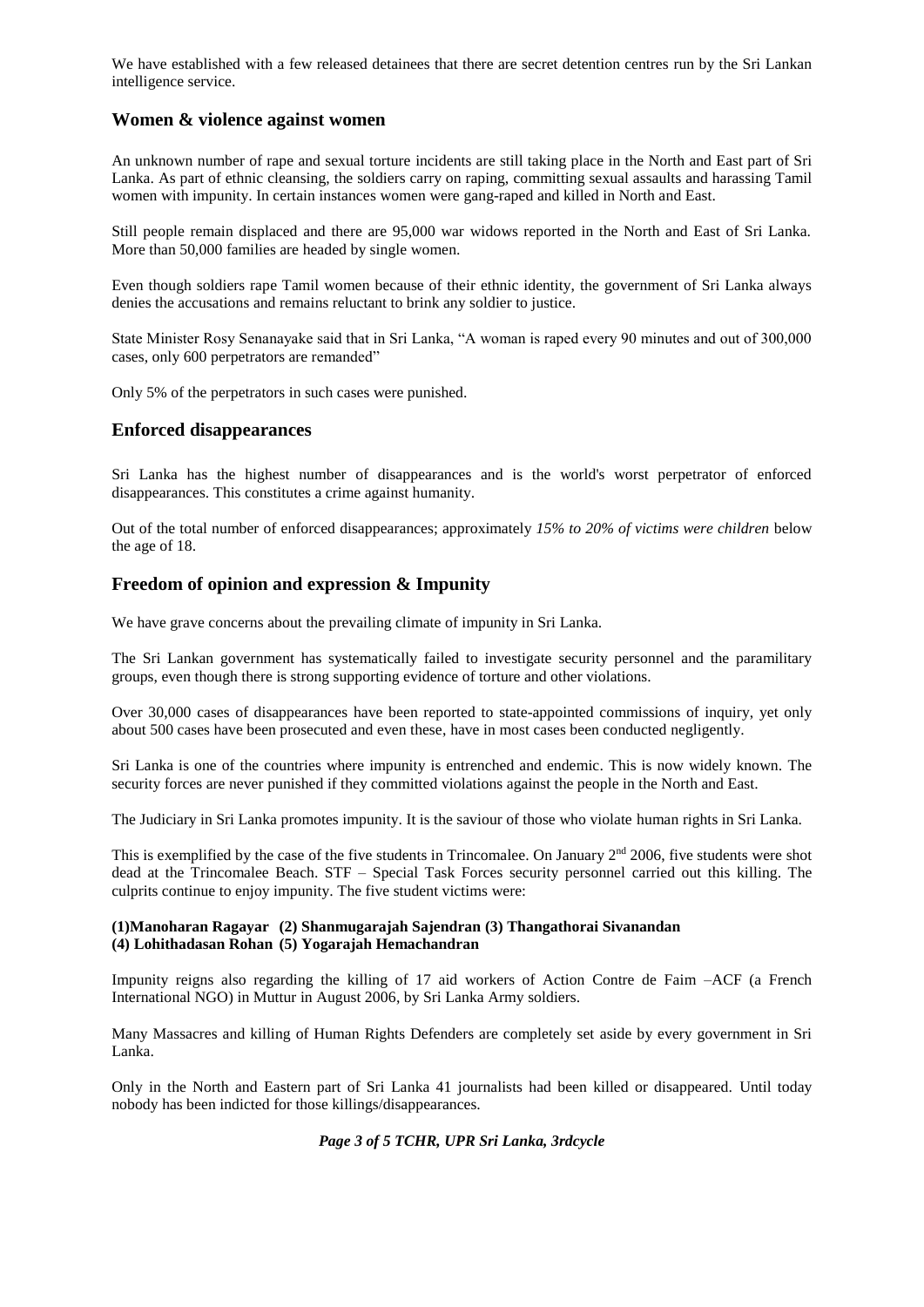We have established with a few released detainees that there are secret detention centres run by the Sri Lankan intelligence service.

## Women & violence against women

An unknown number of rape and sexual torture incidents are still taking place in the North and East part of Sri Lanka. As part of ethnic cleansing, the soldiers carry on raping, committing sexual assaults and harassing Tamil women with impunity. In certain instances women were gang-raped and killed in North and East.

Still people remain displaced and there are 95,000 war widows reported in the North and East of Sri Lanka. More than 50,000 families are headed by single women.

Even though soldiers rape Tamil women because of their ethnic identity, the government of Sri Lanka always denies the accusations and remains reluctant to brink any soldier to justice.

State Minister Rosy Senanayake said that in Sri Lanka, "A woman is raped every 90 minutes and out of 300,000 cases, only 600 perpetrators are remanded"

Only 5% of the perpetrators in such cases were punished.

## Enforced disappearances

Sri Lanka has the highest number of disappearances and is the world's worst perpetrator of enforced disappearances. This constitutes a crime against humanity.

Out of the total number of enforced disappearances; approximately *15% to 20% of victims were children* below the age of 18.

## Freedom of opinion and expression & Impunity

We have grave concerns about the prevailing climate of impunity in Sri Lanka.

The Sri Lankan government has systematically failed to investigate security personnel and the paramilitary groups, even though there is strong supporting evidence of torture and other violations.

Over 30,000 cases of disappearances have been reported to state-appointed commissions of inquiry, yet only about 500 cases have been prosecuted and even these, have in most cases been conducted negligently.

Sri Lanka is one of the countries where impunity is entrenched and endemic. This is now widely known. The security forces are never punished if they committed violations against the people in the North and East.

The Judiciary in Sri Lanka promotes impunity. It is the saviour of those who violate human rights in Sri Lanka.

This is exemplified by the case of the five students in Trincomalee. On January 2nd 2006, five students were shot dead at the Trincomalee Beach. STF – Special Task Forces security personnel carried out this killing. The culprits continue to enjoy impunity. The five student victims were:

**(1)Manoharan Ragayar (2) Shanmugarajah Sajendran (3) Thangathorai Sivanandan (4) Lohithadasan Rohan (5) Yogarajah Hemachandran**

Impunity reigns also regarding the killing of 17 aid workers of Action Contre de Faim –ACF (a French International NGO) in Muttur in August 2006, by Sri Lanka Army soldiers.

Many Massacres and killing of Human Rights Defenders are completely set aside by every government in Sri Lanka.

Only in the North and Eastern part of Sri Lanka 41 journalists had been killed or disappeared. Until today nobody has been indicted for those killings/disappearances.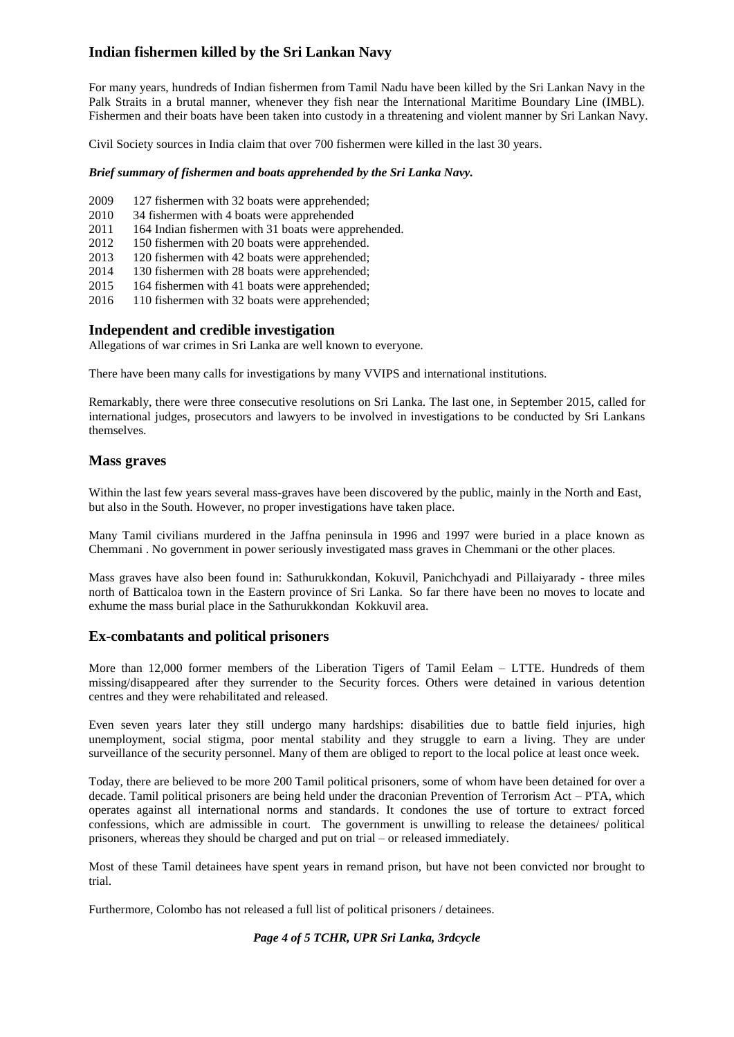## Indian fishermen killed by the Sri Lankan Navy

For many years, hundreds of Indian fishermen from Tamil Nadu have been killed by the Sri Lankan Navy in the Palk Straits in a brutal manner, whenever they fish near the International Maritime Boundary Line (IMBL). Fishermen and their boats have been taken into custody in a threatening and violent manner by Sri Lankan Navy.

Civil Society sources in India claim that over 700 fishermen were killed in the last 30 years.

***Brief summary of fishermen and boats apprehended by the Sri Lanka Navy.***

2009 127 fishermen with 32 boats were apprehended;
2010 34 fishermen with 4 boats were apprehended
2011 164 Indian fishermen with 31 boats were apprehended.
2012 150 fishermen with 20 boats were apprehended.
2013 120 fishermen with 42 boats were apprehended;
2014 130 fishermen with 28 boats were apprehended;
2015 164 fishermen with 41 boats were apprehended;
2016 110 fishermen with 32 boats were apprehended;

## Independent and credible investigation

Allegations of war crimes in Sri Lanka are well known to everyone.

There have been many calls for investigations by many VVIPS and international institutions.

Remarkably, there were three consecutive resolutions on Sri Lanka. The last one, in September 2015, called for international judges, prosecutors and lawyers to be involved in investigations to be conducted by Sri Lankans themselves.

## Mass graves

Within the last few years several mass-graves have been discovered by the public, mainly in the North and East, but also in the South. However, no proper investigations have taken place.

Many Tamil civilians murdered in the Jaffna peninsula in 1996 and 1997 were buried in a place known as Chemmani . No government in power seriously investigated mass graves in Chemmani or the other places.

Mass graves have also been found in: Sathurukkondan, Kokuvil, Panichchyadi and Pillaiyarady - three miles north of Batticaloa town in the Eastern province of Sri Lanka. So far there have been no moves to locate and exhume the mass burial place in the Sathurukkondan Kokkuvil area.

## Ex-combatants and political prisoners

More than 12,000 former members of the Liberation Tigers of Tamil Eelam – LTTE. Hundreds of them missing/disappeared after they surrender to the Security forces. Others were detained in various detention centres and they were rehabilitated and released.

Even seven years later they still undergo many hardships: disabilities due to battle field injuries, high unemployment, social stigma, poor mental stability and they struggle to earn a living. They are under surveillance of the security personnel. Many of them are obliged to report to the local police at least once week.

Today, there are believed to be more 200 Tamil political prisoners, some of whom have been detained for over a decade. Tamil political prisoners are being held under the draconian Prevention of Terrorism Act – PTA, which operates against all international norms and standards. It condones the use of torture to extract forced confessions, which are admissible in court. The government is unwilling to release the detainees/ political prisoners, whereas they should be charged and put on trial – or released immediately.

Most of these Tamil detainees have spent years in remand prison, but have not been convicted nor brought to trial.

Furthermore, Colombo has not released a full list of political prisoners / detainees.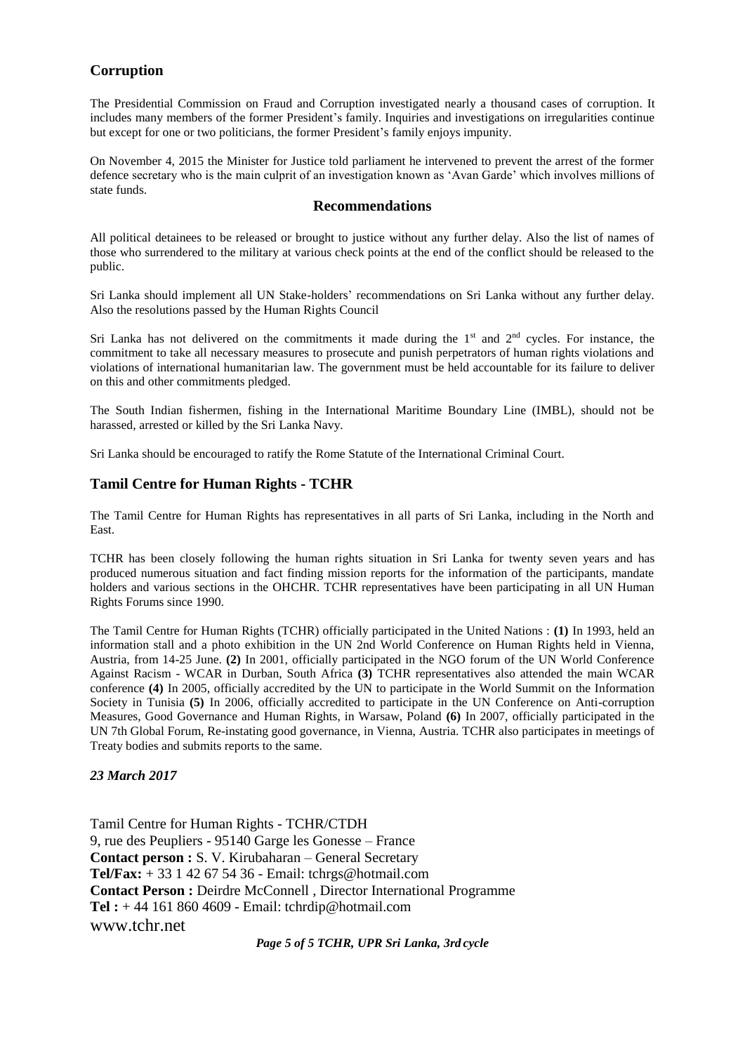## Corruption

The Presidential Commission on Fraud and Corruption investigated nearly a thousand cases of corruption. It includes many members of the former President's family. Inquiries and investigations on irregularities continue but except for one or two politicians, the former President's family enjoys impunity.

On November 4, 2015 the Minister for Justice told parliament he intervened to prevent the arrest of the former defence secretary who is the main culprit of an investigation known as 'Avan Garde' which involves millions of state funds.

## Recommendations

All political detainees to be released or brought to justice without any further delay. Also the list of names of those who surrendered to the military at various check points at the end of the conflict should be released to the public.

Sri Lanka should implement all UN Stake-holders' recommendations on Sri Lanka without any further delay. Also the resolutions passed by the Human Rights Council

Sri Lanka has not delivered on the commitments it made during the 1st and 2nd cycles. For instance, the commitment to take all necessary measures to prosecute and punish perpetrators of human rights violations and violations of international humanitarian law. The government must be held accountable for its failure to deliver on this and other commitments pledged.

The South Indian fishermen, fishing in the International Maritime Boundary Line (IMBL), should not be harassed, arrested or killed by the Sri Lanka Navy.

Sri Lanka should be encouraged to ratify the Rome Statute of the International Criminal Court.

## Tamil Centre for Human Rights - TCHR

The Tamil Centre for Human Rights has representatives in all parts of Sri Lanka, including in the North and East.

TCHR has been closely following the human rights situation in Sri Lanka for twenty seven years and has produced numerous situation and fact finding mission reports for the information of the participants, mandate holders and various sections in the OHCHR. TCHR representatives have been participating in all UN Human Rights Forums since 1990.

The Tamil Centre for Human Rights (TCHR) officially participated in the United Nations : **(1)** In 1993, held an information stall and a photo exhibition in the UN 2nd World Conference on Human Rights held in Vienna, Austria, from 14-25 June. **(2)** In 2001, officially participated in the NGO forum of the UN World Conference Against Racism - WCAR in Durban, South Africa **(3)** TCHR representatives also attended the main WCAR conference **(4)** In 2005, officially accredited by the UN to participate in the World Summit on the Information Society in Tunisia **(5)** In 2006, officially accredited to participate in the UN Conference on Anti-corruption Measures, Good Governance and Human Rights, in Warsaw, Poland **(6)** In 2007, officially participated in the UN 7th Global Forum, Re-instating good governance, in Vienna, Austria. TCHR also participates in meetings of Treaty bodies and submits reports to the same.

***23 March 2017***

Tamil Centre for Human Rights - TCHR/CTDH
9, rue des Peupliers - 95140 Garge les Gonesse – France
**Contact person :** S. V. Kirubaharan – General Secretary
**Tel/Fax:** + 33 1 42 67 54 36 - Email: tchrgs@hotmail.com
**Contact Person :** Deirdre McConnell , Director International Programme
**Tel :** + 44 161 860 4609 - Email: tchrdip@hotmail.com
www.tchr.net